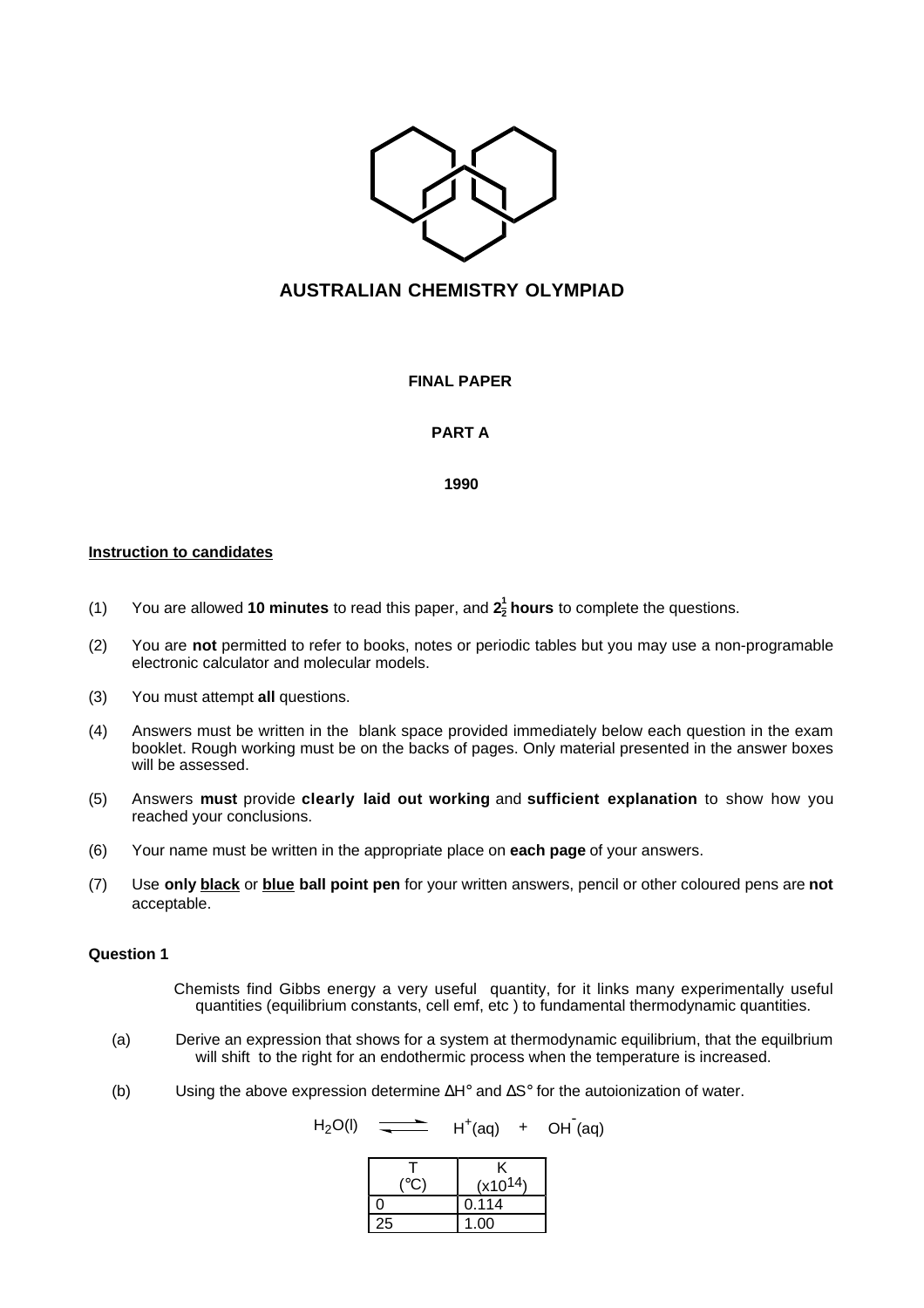# AUSTRALIAN CHEMISTRY OLYMPIAD

**FINAL PAPER**

**PART A**

**1990**

**Instruction to candidates**

(1) You are allowed **10 minutes** to read this paper, and **$2\frac{1}{2}$ hours** to complete the questions.

(2) You are **not** permitted to refer to books, notes or periodic tables but you may use a non-programable electronic calculator and molecular models.

(3) You must attempt **all** questions.

(4) Answers must be written in the blank space provided immediately below each question in the exam booklet. Rough working must be on the backs of pages. Only material presented in the answer boxes will be assessed.

(5) Answers **must** provide **clearly laid out working** and **sufficient explanation** to show how you reached your conclusions.

(6) Your name must be written in the appropriate place on **each page** of your answers.

(7) Use **only black** or **blue ball point pen** for your written answers, pencil or other coloured pens are **not** acceptable.

**Question 1**

Chemists find Gibbs energy a very useful quantity, for it links many experimentally useful quantities (equilibrium constants, cell emf, etc ) to fundamental thermodynamic quantities.

(a) Derive an expression that shows for a system at thermodynamic equilibrium, that the equilbrium will shift to the right for an endothermic process when the temperature is increased.

(b) Using the above expression determine ΔH° and ΔS° for the autoionization of water.

$$H_2O(l) \rightleftharpoons H^+(aq) + OH^-(aq)$$

| T (°C) | K (x$10^{14}$) |
|---|---|
| 0 | 0.114 |
| 25 | 1.00 |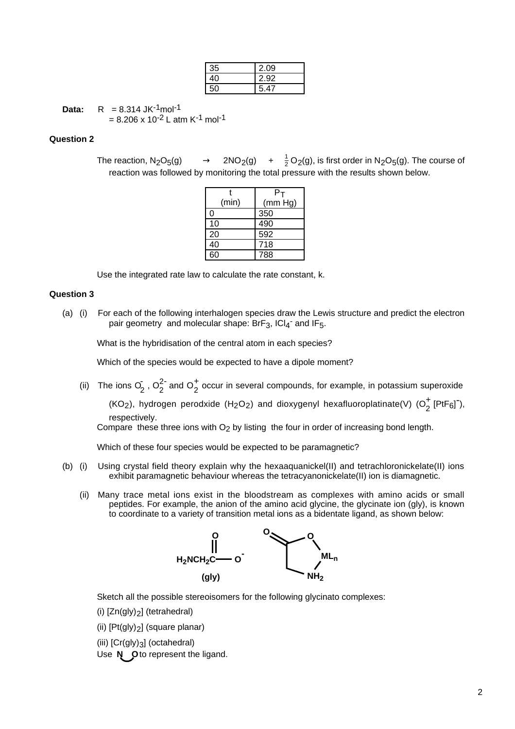| 35 | 2.09 |
|---|---|
| 40 | 2.92 |
| 50 | 5.47 |

**Data:** R = 8.314 $JK^{-1}mol^{-1}$
= 8.206 x $10^{-2}$ L atm $K^{-1}$ $mol^{-1}$

**Question 2**

The reaction, $N_2O_5(g) \rightarrow 2NO_2(g) + \frac{1}{2}O_2(g)$, is first order in $N_2O_5(g)$. The course of reaction was followed by monitoring the total pressure with the results shown below.

| t (min) | $P_T$ (mm Hg) |
|---|---|
| 0 | 350 |
| 10 | 490 |
| 20 | 592 |
| 40 | 718 |
| 60 | 788 |

Use the integrated rate law to calculate the rate constant, k.

**Question 3**

(a) (i) For each of the following interhalogen species draw the Lewis structure and predict the electron pair geometry and molecular shape: $BrF_3$, $ICl_4^-$ and $IF_5$.

What is the hybridisation of the central atom in each species?

Which of the species would be expected to have a dipole moment?

(ii) The ions $O_2^-$, $O_2^{2-}$ and $O_2^+$ occur in several compounds, for example, in potassium superoxide ($KO_2$), hydrogen perodxide ($H_2O_2$) and dioxygenyl hexafluoroplatinate(V) ($O_2^+$ $[PtF_6]^-$), respectively.
Compare these three ions with $O_2$ by listing the four in order of increasing bond length.

Which of these four species would be expected to be paramagnetic?

(b) (i) Using crystal field theory explain why the hexaaquanickel(II) and tetrachloronickelate(II) ions exhibit paramagnetic behaviour whereas the tetracyanonickelate(II) ion is diamagnetic.

(ii) Many trace metal ions exist in the bloodstream as complexes with amino acids or small peptides. For example, the anion of the amino acid glycine, the glycinate ion (gly), is known to coordinate to a variety of transition metal ions as a bidentate ligand, as shown below:

$H_2NCH_2C(=O)O^-$ **(gly)**

Sketch all the possible stereoisomers for the following glycinato complexes:

(i) $[Zn(gly)_2]$ (tetrahedral)

(ii) $[Pt(gly)_2]$ (square planar)

(iii) $[Cr(gly)_3]$ (octahedral)

Use N‿O to represent the ligand.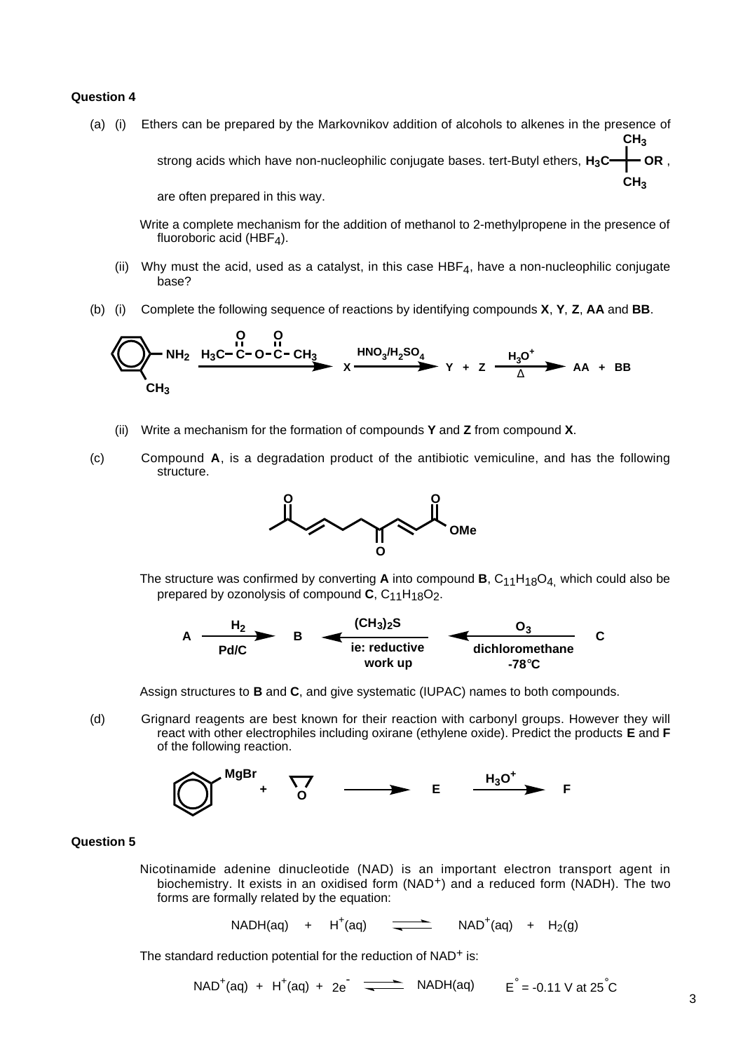### Question 4

(a) (i) Ethers can be prepared by the Markovnikov addition of alcohols to alkenes in the presence of strong acids which have non-nucleophilic conjugate bases. tert-Butyl ethers, $H_3C-C(CH_3)_2-OR$, are often prepared in this way.

Write a complete mechanism for the addition of methanol to 2-methylpropene in the presence of fluoroboric acid ($HBF_4$).

(ii) Why must the acid, used as a catalyst, in this case $HBF_4$, have a non-nucleophilic conjugate base?

(b) (i) Complete the following sequence of reactions by identifying compounds **X**, **Y**, **Z**, **AA** and **BB**.

2-methylaniline (ring with $NH_2$ and ortho $CH_3$) $\xrightarrow{H_3C-C(=O)-O-C(=O)-CH_3}$ **X** $\xrightarrow{HNO_3/H_2SO_4}$ **Y** + **Z** $\xrightarrow[\Delta]{H_3O^+}$ **AA** + **BB**

(ii) Write a mechanism for the formation of compounds **Y** and **Z** from compound **X**.

(c) Compound **A**, is a degradation product of the antibiotic vemiculine, and has the following structure.

$CH_3C(=O)CH=CHCH_2CH_2C(=O)CH=CHC(=O)OMe$

The structure was confirmed by converting **A** into compound **B**, $C_{11}H_{18}O_4$, which could also be prepared by ozonolysis of compound **C**, $C_{11}H_{18}O_2$.

**A** $\xrightarrow[Pd/C]{H_2}$ **B** $\xleftarrow[\text{ie: reductive work up}]{(CH_3)_2S}$ $\xleftarrow[\text{dichloromethane, -78°C}]{O_3}$ **C**

Assign structures to **B** and **C**, and give systematic (IUPAC) names to both compounds.

(d) Grignard reagents are best known for their reaction with carbonyl groups. However they will react with other electrophiles including oxirane (ethylene oxide). Predict the products **E** and **F** of the following reaction.

$C_6H_5MgBr$ + oxirane $\longrightarrow$ **E** $\xrightarrow{H_3O^+}$ **F**

### Question 5

Nicotinamide adenine dinucleotide (NAD) is an important electron transport agent in biochemistry. It exists in an oxidised form ($NAD^+$) and a reduced form (NADH). The two forms are formally related by the equation:

$$NADH(aq) \;+\; H^+(aq) \;\rightleftharpoons\; NAD^+(aq) \;+\; H_2(g)$$

The standard reduction potential for the reduction of $NAD^+$ is:

$$NAD^+(aq) \;+\; H^+(aq) \;+\; 2e^- \;\rightleftharpoons\; NADH(aq) \qquad E^\circ = -0.11 \text{ V at } 25^\circ C$$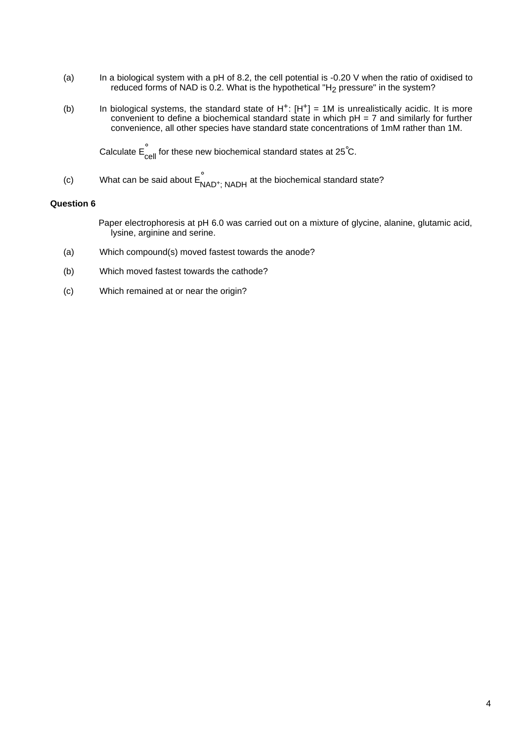(a) In a biological system with a pH of 8.2, the cell potential is -0.20 V when the ratio of oxidised to reduced forms of NAD is 0.2. What is the hypothetical "$H_2$ pressure" in the system?

(b) In biological systems, the standard state of $H^+$: $[H^+]$ = 1M is unrealistically acidic. It is more convenient to define a biochemical standard state in which pH = 7 and similarly for further convenience, all other species have standard state concentrations of 1mM rather than 1M.

Calculate $E^{\circ}_{cell}$ for these new biochemical standard states at 25°C.

(c) What can be said about $E^{\circ}_{NAD^+;\ NADH}$ at the biochemical standard state?

**Question 6**

Paper electrophoresis at pH 6.0 was carried out on a mixture of glycine, alanine, glutamic acid, lysine, arginine and serine.

(a) Which compound(s) moved fastest towards the anode?

(b) Which moved fastest towards the cathode?

(c) Which remained at or near the origin?